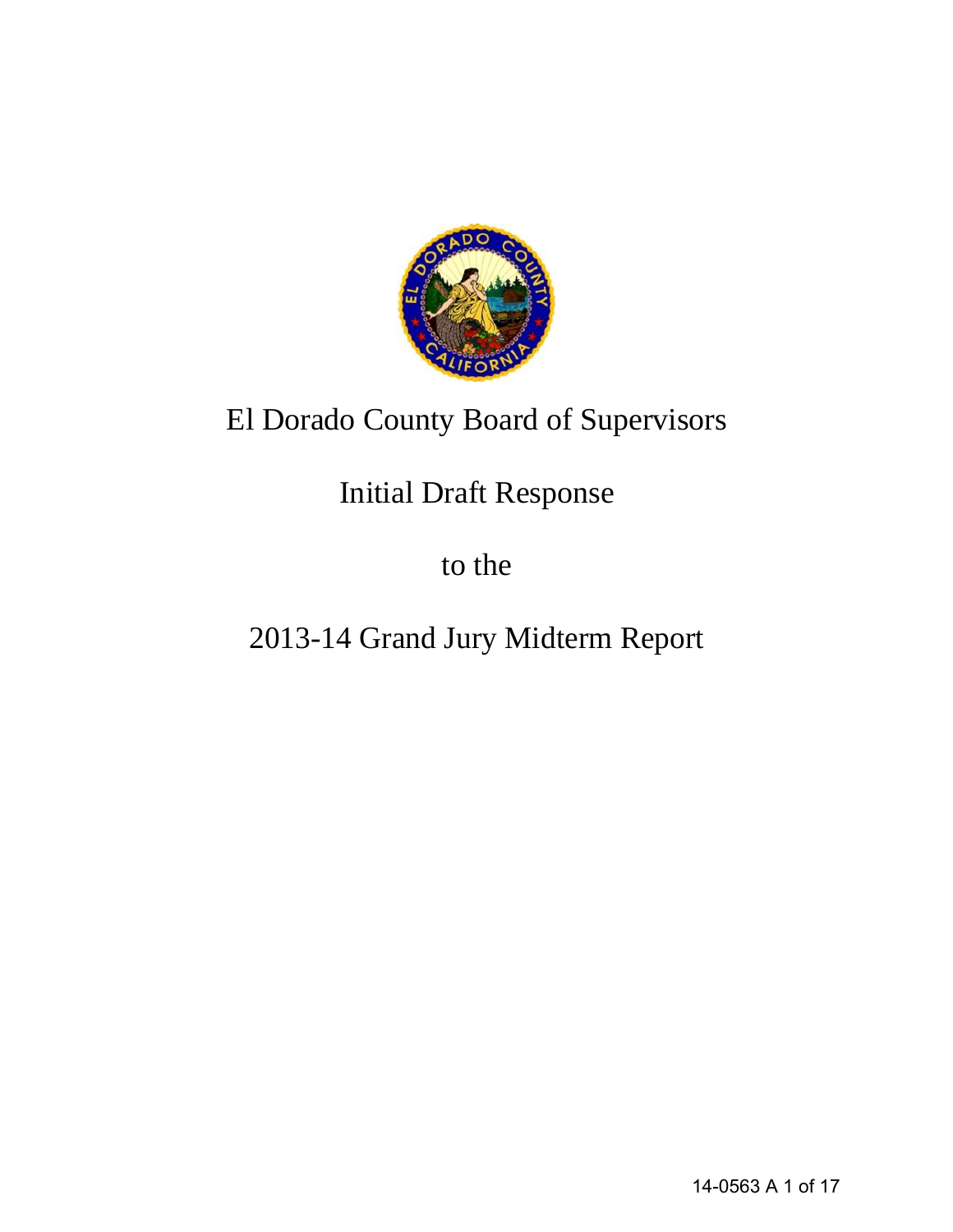# El Dorado County Board of Supervisors

## Initial Draft Response

## to the

## 2013-14 Grand Jury Midterm Report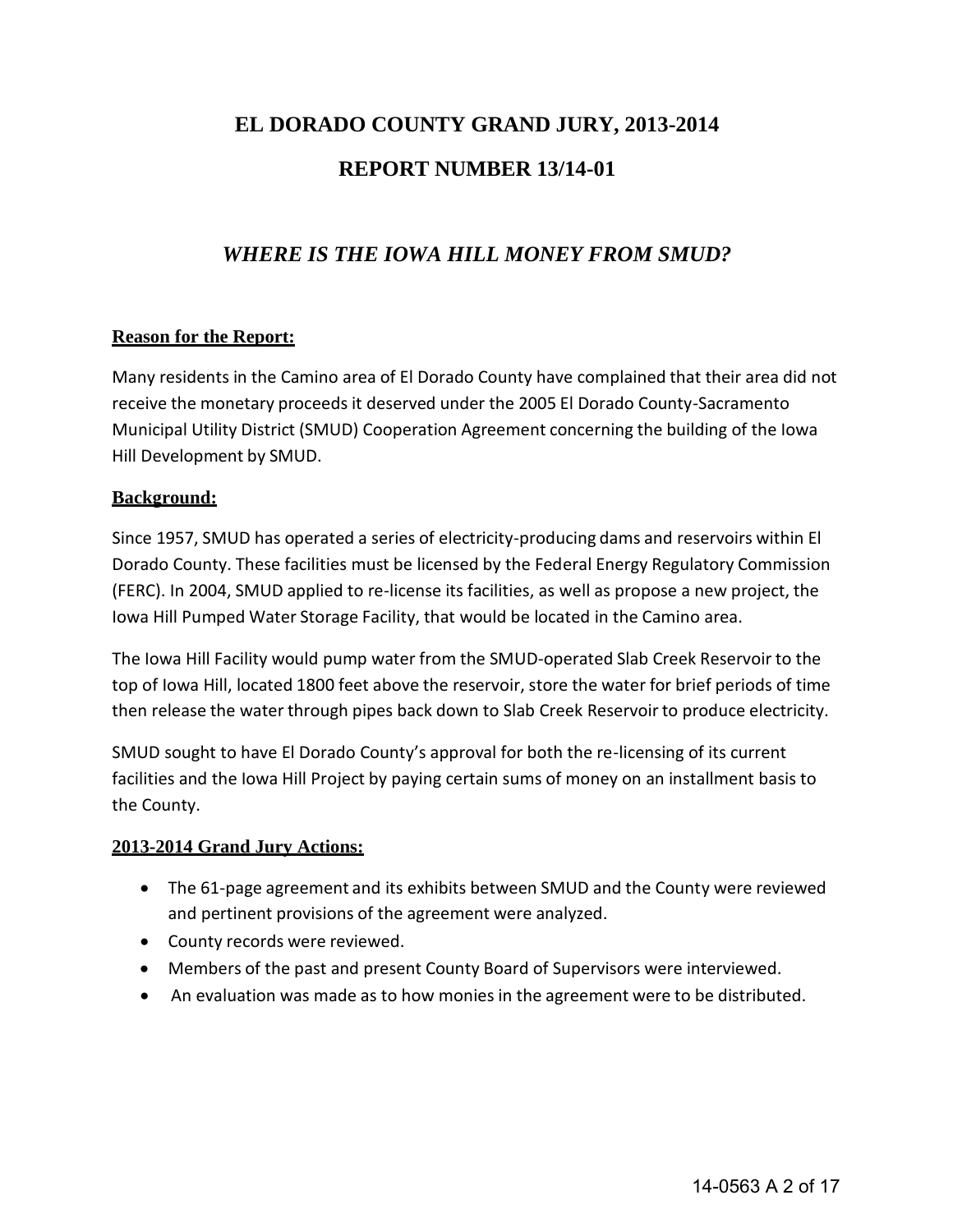# EL DORADO COUNTY GRAND JURY, 2013-2014

# REPORT NUMBER 13/14-01

## *WHERE IS THE IOWA HILL MONEY FROM SMUD?*

### Reason for the Report:

Many residents in the Camino area of El Dorado County have complained that their area did not receive the monetary proceeds it deserved under the 2005 El Dorado County-Sacramento Municipal Utility District (SMUD) Cooperation Agreement concerning the building of the Iowa Hill Development by SMUD.

### Background:

Since 1957, SMUD has operated a series of electricity-producing dams and reservoirs within El Dorado County. These facilities must be licensed by the Federal Energy Regulatory Commission (FERC). In 2004, SMUD applied to re-license its facilities, as well as propose a new project, the Iowa Hill Pumped Water Storage Facility, that would be located in the Camino area.

The Iowa Hill Facility would pump water from the SMUD-operated Slab Creek Reservoir to the top of Iowa Hill, located 1800 feet above the reservoir, store the water for brief periods of time then release the water through pipes back down to Slab Creek Reservoir to produce electricity.

SMUD sought to have El Dorado County's approval for both the re-licensing of its current facilities and the Iowa Hill Project by paying certain sums of money on an installment basis to the County.

### 2013-2014 Grand Jury Actions:

- The 61-page agreement and its exhibits between SMUD and the County were reviewed and pertinent provisions of the agreement were analyzed.
- County records were reviewed.
- Members of the past and present County Board of Supervisors were interviewed.
- An evaluation was made as to how monies in the agreement were to be distributed.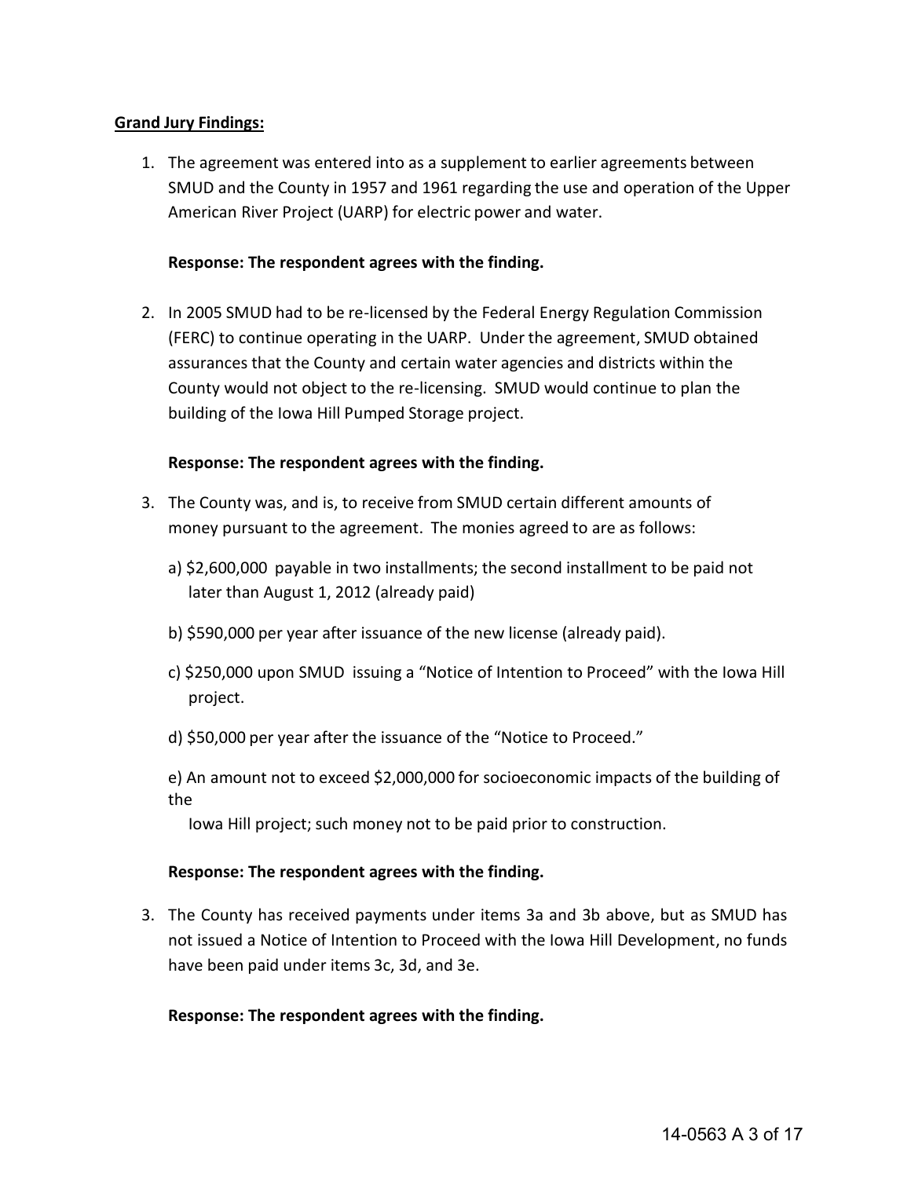**Grand Jury Findings:**

1. The agreement was entered into as a supplement to earlier agreements between SMUD and the County in 1957 and 1961 regarding the use and operation of the Upper American River Project (UARP) for electric power and water.

   **Response: The respondent agrees with the finding.**

2. In 2005 SMUD had to be re-licensed by the Federal Energy Regulation Commission (FERC) to continue operating in the UARP. Under the agreement, SMUD obtained assurances that the County and certain water agencies and districts within the County would not object to the re-licensing. SMUD would continue to plan the building of the Iowa Hill Pumped Storage project.

   **Response: The respondent agrees with the finding.**

3. The County was, and is, to receive from SMUD certain different amounts of money pursuant to the agreement. The monies agreed to are as follows:

   a) $2,600,000 payable in two installments; the second installment to be paid not later than August 1, 2012 (already paid)

   b) $590,000 per year after issuance of the new license (already paid).

   c) $250,000 upon SMUD issuing a "Notice of Intention to Proceed" with the Iowa Hill project.

   d) $50,000 per year after the issuance of the "Notice to Proceed."

   e) An amount not to exceed $2,000,000 for socioeconomic impacts of the building of the Iowa Hill project; such money not to be paid prior to construction.

   **Response: The respondent agrees with the finding.**

3. The County has received payments under items 3a and 3b above, but as SMUD has not issued a Notice of Intention to Proceed with the Iowa Hill Development, no funds have been paid under items 3c, 3d, and 3e.

   **Response: The respondent agrees with the finding.**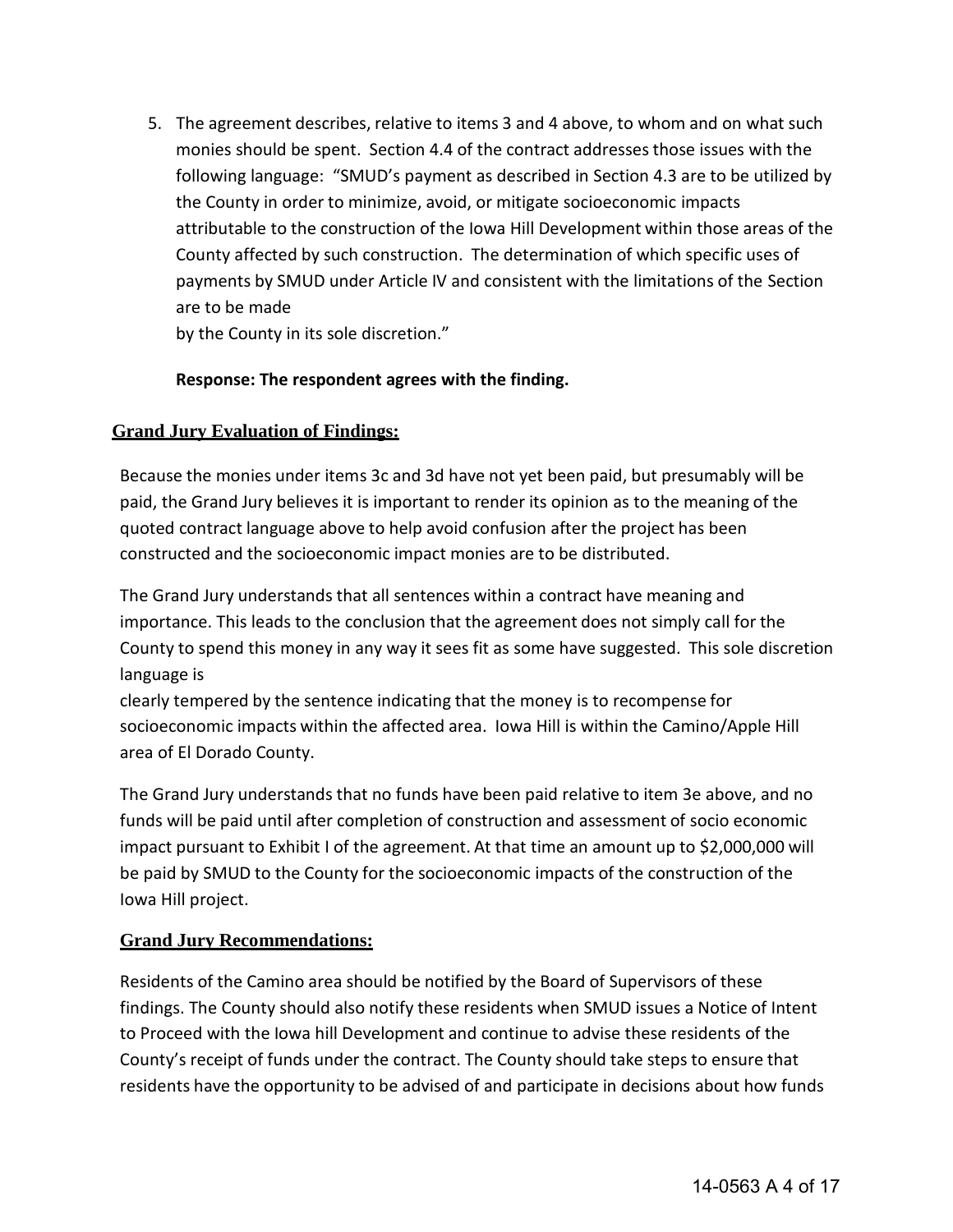5. The agreement describes, relative to items 3 and 4 above, to whom and on what such monies should be spent. Section 4.4 of the contract addresses those issues with the following language: "SMUD's payment as described in Section 4.3 are to be utilized by the County in order to minimize, avoid, or mitigate socioeconomic impacts attributable to the construction of the Iowa Hill Development within those areas of the County affected by such construction. The determination of which specific uses of payments by SMUD under Article IV and consistent with the limitations of the Section are to be made by the County in its sole discretion."

   **Response: The respondent agrees with the finding.**

## Grand Jury Evaluation of Findings:

Because the monies under items 3c and 3d have not yet been paid, but presumably will be paid, the Grand Jury believes it is important to render its opinion as to the meaning of the quoted contract language above to help avoid confusion after the project has been constructed and the socioeconomic impact monies are to be distributed.

The Grand Jury understands that all sentences within a contract have meaning and importance. This leads to the conclusion that the agreement does not simply call for the County to spend this money in any way it sees fit as some have suggested. This sole discretion language is clearly tempered by the sentence indicating that the money is to recompense for socioeconomic impacts within the affected area. Iowa Hill is within the Camino/Apple Hill area of El Dorado County.

The Grand Jury understands that no funds have been paid relative to item 3e above, and no funds will be paid until after completion of construction and assessment of socio economic impact pursuant to Exhibit I of the agreement. At that time an amount up to $2,000,000 will be paid by SMUD to the County for the socioeconomic impacts of the construction of the Iowa Hill project.

## Grand Jury Recommendations:

Residents of the Camino area should be notified by the Board of Supervisors of these findings. The County should also notify these residents when SMUD issues a Notice of Intent to Proceed with the Iowa hill Development and continue to advise these residents of the County's receipt of funds under the contract. The County should take steps to ensure that residents have the opportunity to be advised of and participate in decisions about how funds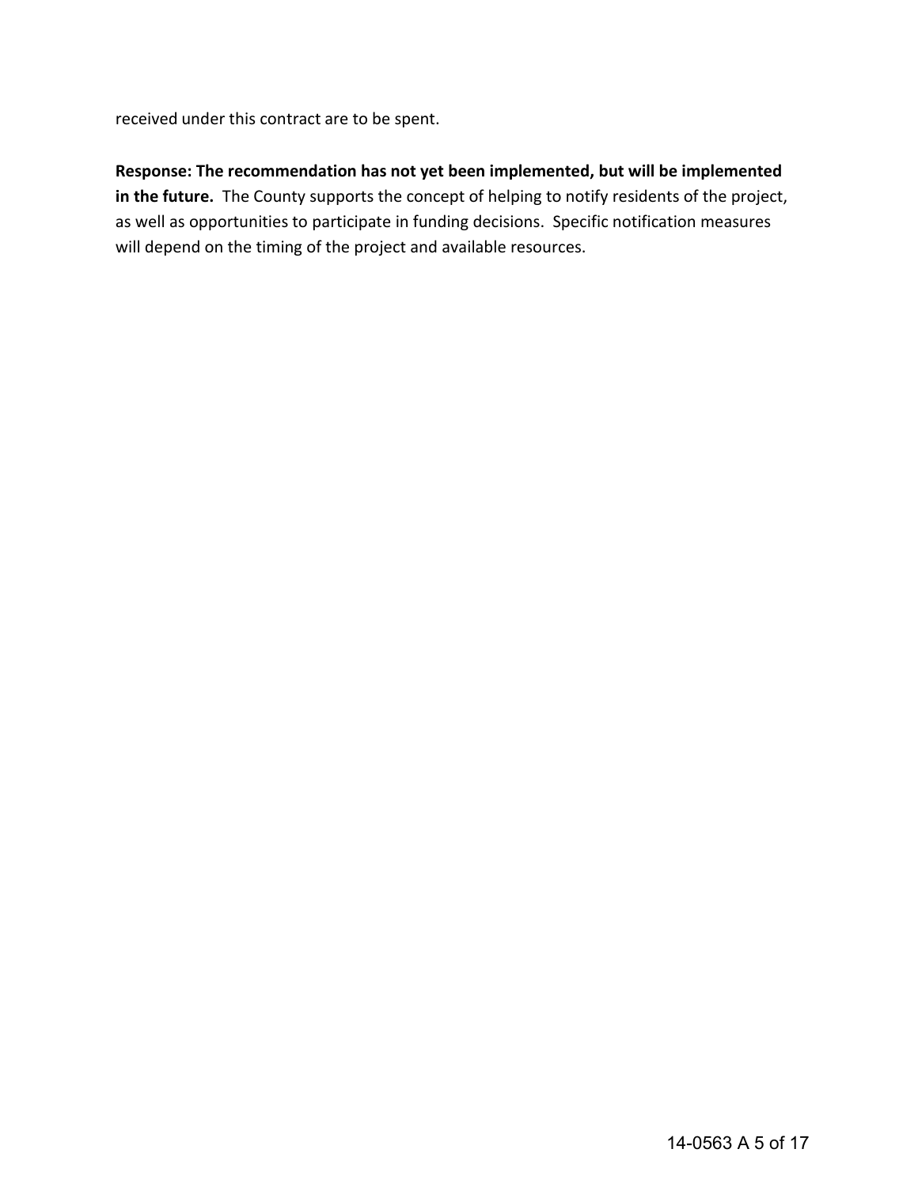received under this contract are to be spent.

**Response: The recommendation has not yet been implemented, but will be implemented in the future.** The County supports the concept of helping to notify residents of the project, as well as opportunities to participate in funding decisions. Specific notification measures will depend on the timing of the project and available resources.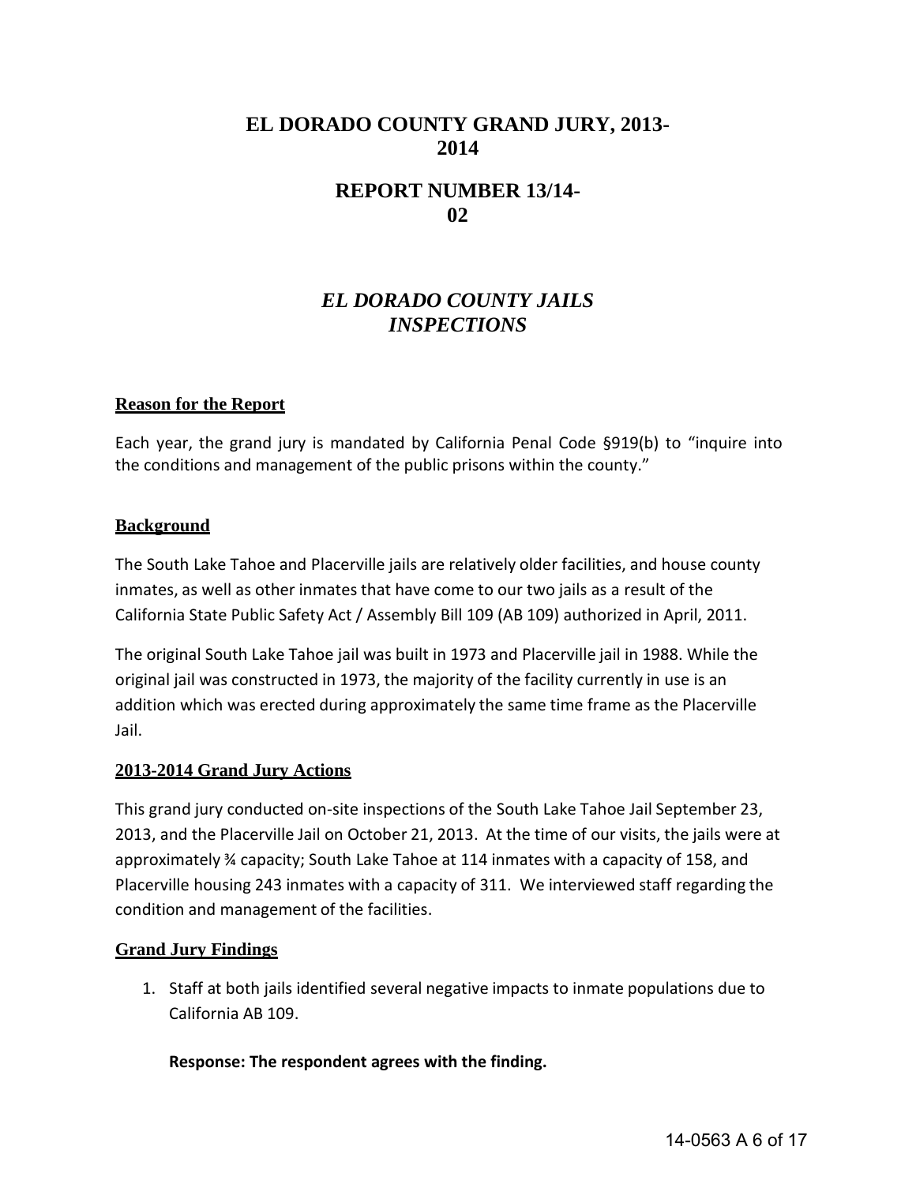# EL DORADO COUNTY GRAND JURY, 2013-2014

# REPORT NUMBER 13/14-02

## *EL DORADO COUNTY JAILS INSPECTIONS*

### Reason for the Report

Each year, the grand jury is mandated by California Penal Code §919(b) to "inquire into the conditions and management of the public prisons within the county."

### Background

The South Lake Tahoe and Placerville jails are relatively older facilities, and house county inmates, as well as other inmates that have come to our two jails as a result of the California State Public Safety Act / Assembly Bill 109 (AB 109) authorized in April, 2011.

The original South Lake Tahoe jail was built in 1973 and Placerville jail in 1988. While the original jail was constructed in 1973, the majority of the facility currently in use is an addition which was erected during approximately the same time frame as the Placerville Jail.

### 2013-2014 Grand Jury Actions

This grand jury conducted on-site inspections of the South Lake Tahoe Jail September 23, 2013, and the Placerville Jail on October 21, 2013. At the time of our visits, the jails were at approximately ¾ capacity; South Lake Tahoe at 114 inmates with a capacity of 158, and Placerville housing 243 inmates with a capacity of 311. We interviewed staff regarding the condition and management of the facilities.

### Grand Jury Findings

1. Staff at both jails identified several negative impacts to inmate populations due to California AB 109.

   **Response: The respondent agrees with the finding.**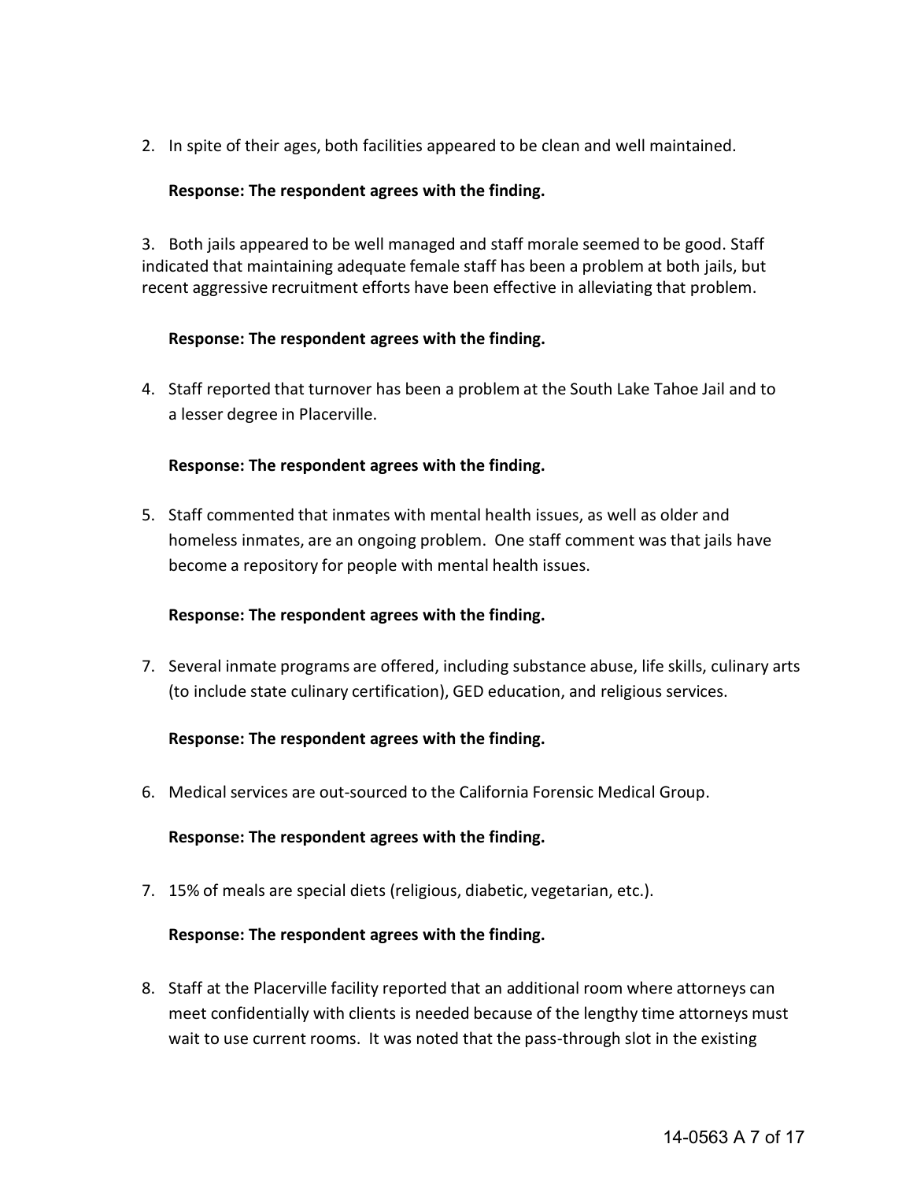2. In spite of their ages, both facilities appeared to be clean and well maintained.

   **Response: The respondent agrees with the finding.**

3. Both jails appeared to be well managed and staff morale seemed to be good. Staff indicated that maintaining adequate female staff has been a problem at both jails, but recent aggressive recruitment efforts have been effective in alleviating that problem.

   **Response: The respondent agrees with the finding.**

4. Staff reported that turnover has been a problem at the South Lake Tahoe Jail and to a lesser degree in Placerville.

   **Response: The respondent agrees with the finding.**

5. Staff commented that inmates with mental health issues, as well as older and homeless inmates, are an ongoing problem. One staff comment was that jails have become a repository for people with mental health issues.

   **Response: The respondent agrees with the finding.**

7. Several inmate programs are offered, including substance abuse, life skills, culinary arts (to include state culinary certification), GED education, and religious services.

   **Response: The respondent agrees with the finding.**

6. Medical services are out-sourced to the California Forensic Medical Group.

   **Response: The respondent agrees with the finding.**

7. 15% of meals are special diets (religious, diabetic, vegetarian, etc.).

   **Response: The respondent agrees with the finding.**

8. Staff at the Placerville facility reported that an additional room where attorneys can meet confidentially with clients is needed because of the lengthy time attorneys must wait to use current rooms. It was noted that the pass-through slot in the existing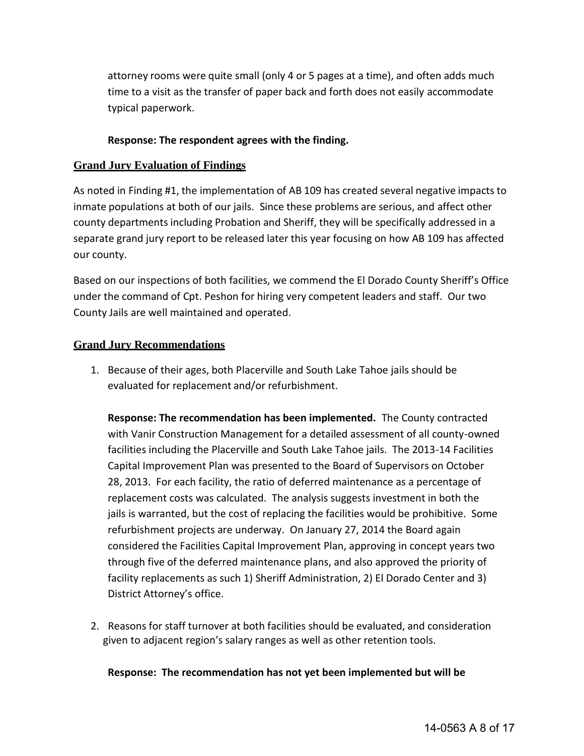attorney rooms were quite small (only 4 or 5 pages at a time), and often adds much time to a visit as the transfer of paper back and forth does not easily accommodate typical paperwork.

**Response: The respondent agrees with the finding.**

## Grand Jury Evaluation of Findings

As noted in Finding #1, the implementation of AB 109 has created several negative impacts to inmate populations at both of our jails. Since these problems are serious, and affect other county departments including Probation and Sheriff, they will be specifically addressed in a separate grand jury report to be released later this year focusing on how AB 109 has affected our county.

Based on our inspections of both facilities, we commend the El Dorado County Sheriff's Office under the command of Cpt. Peshon for hiring very competent leaders and staff. Our two County Jails are well maintained and operated.

## Grand Jury Recommendations

1. Because of their ages, both Placerville and South Lake Tahoe jails should be evaluated for replacement and/or refurbishment.

   **Response: The recommendation has been implemented.** The County contracted with Vanir Construction Management for a detailed assessment of all county-owned facilities including the Placerville and South Lake Tahoe jails. The 2013-14 Facilities Capital Improvement Plan was presented to the Board of Supervisors on October 28, 2013. For each facility, the ratio of deferred maintenance as a percentage of replacement costs was calculated. The analysis suggests investment in both the jails is warranted, but the cost of replacing the facilities would be prohibitive. Some refurbishment projects are underway. On January 27, 2014 the Board again considered the Facilities Capital Improvement Plan, approving in concept years two through five of the deferred maintenance plans, and also approved the priority of facility replacements as such 1) Sheriff Administration, 2) El Dorado Center and 3) District Attorney's office.

2. Reasons for staff turnover at both facilities should be evaluated, and consideration given to adjacent region's salary ranges as well as other retention tools.

   **Response: The recommendation has not yet been implemented but will be**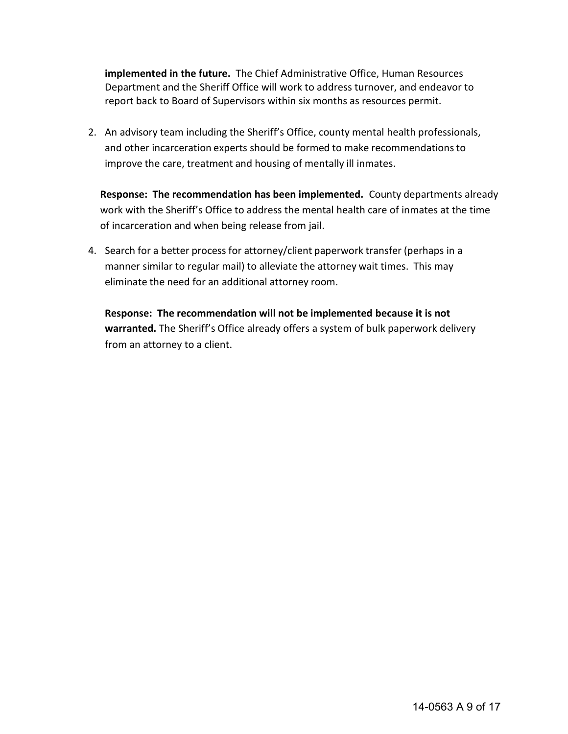**implemented in the future.** The Chief Administrative Office, Human Resources Department and the Sheriff Office will work to address turnover, and endeavor to report back to Board of Supervisors within six months as resources permit.

2. An advisory team including the Sheriff's Office, county mental health professionals, and other incarceration experts should be formed to make recommendations to improve the care, treatment and housing of mentally ill inmates.

   **Response: The recommendation has been implemented.** County departments already work with the Sheriff's Office to address the mental health care of inmates at the time of incarceration and when being release from jail.

4. Search for a better process for attorney/client paperwork transfer (perhaps in a manner similar to regular mail) to alleviate the attorney wait times. This may eliminate the need for an additional attorney room.

   **Response: The recommendation will not be implemented because it is not warranted.** The Sheriff's Office already offers a system of bulk paperwork delivery from an attorney to a client.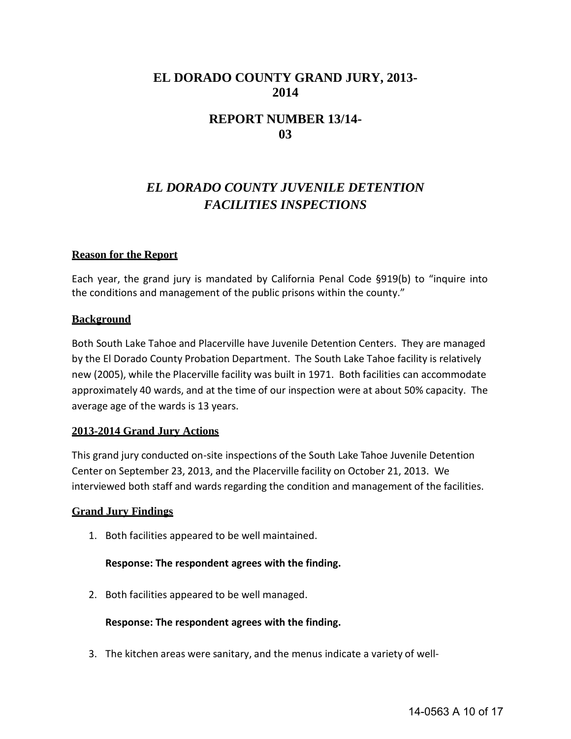# EL DORADO COUNTY GRAND JURY, 2013-2014

## REPORT NUMBER 13/14-03

## *EL DORADO COUNTY JUVENILE DETENTION FACILITIES INSPECTIONS*

### Reason for the Report

Each year, the grand jury is mandated by California Penal Code §919(b) to "inquire into the conditions and management of the public prisons within the county."

### Background

Both South Lake Tahoe and Placerville have Juvenile Detention Centers. They are managed by the El Dorado County Probation Department. The South Lake Tahoe facility is relatively new (2005), while the Placerville facility was built in 1971. Both facilities can accommodate approximately 40 wards, and at the time of our inspection were at about 50% capacity. The average age of the wards is 13 years.

### 2013-2014 Grand Jury Actions

This grand jury conducted on-site inspections of the South Lake Tahoe Juvenile Detention Center on September 23, 2013, and the Placerville facility on October 21, 2013. We interviewed both staff and wards regarding the condition and management of the facilities.

### Grand Jury Findings

1. Both facilities appeared to be well maintained.

   **Response: The respondent agrees with the finding.**

2. Both facilities appeared to be well managed.

   **Response: The respondent agrees with the finding.**

3. The kitchen areas were sanitary, and the menus indicate a variety of well-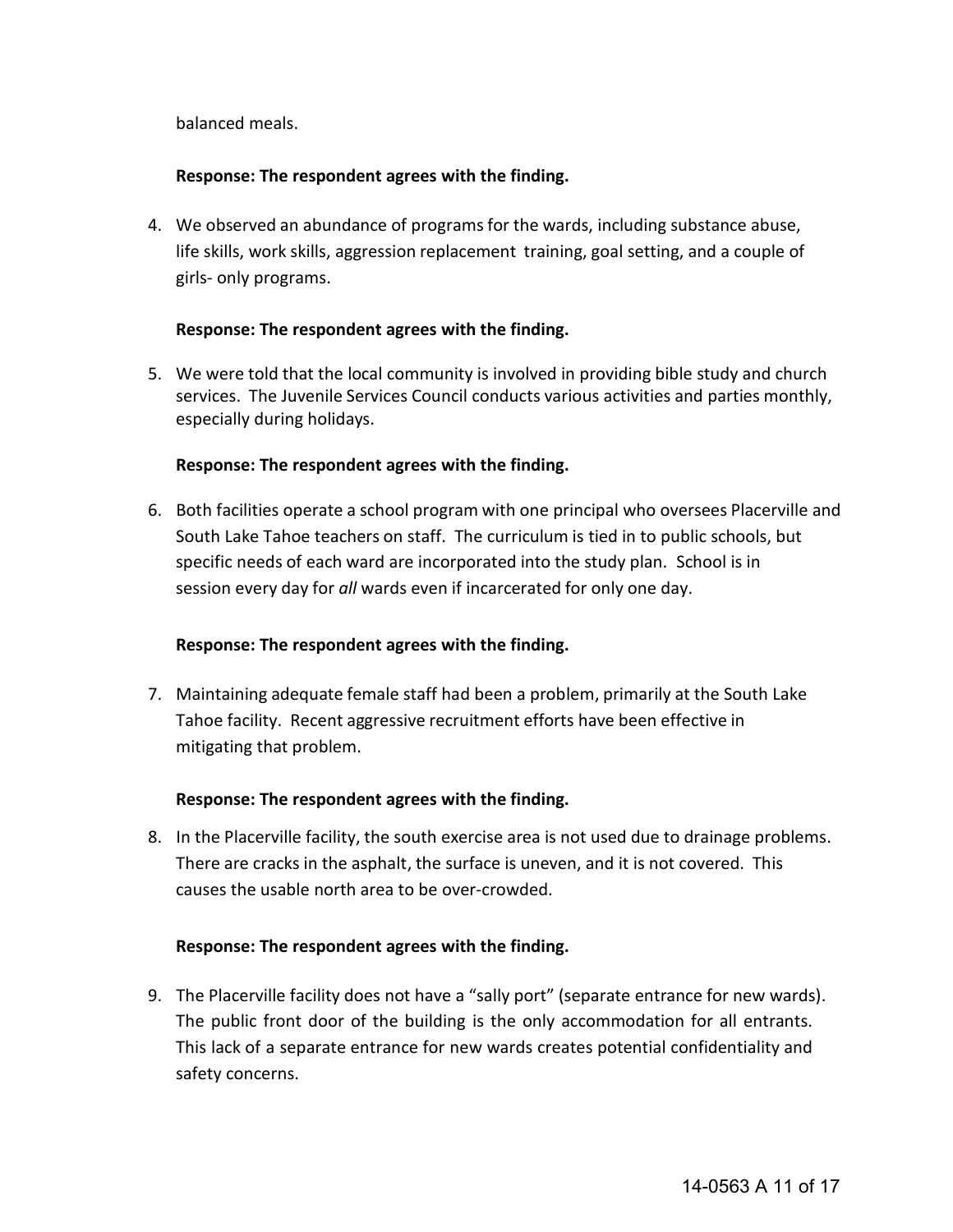balanced meals.

**Response: The respondent agrees with the finding.**

4. We observed an abundance of programs for the wards, including substance abuse, life skills, work skills, aggression replacement training, goal setting, and a couple of girls- only programs.

   **Response: The respondent agrees with the finding.**

5. We were told that the local community is involved in providing bible study and church services. The Juvenile Services Council conducts various activities and parties monthly, especially during holidays.

   **Response: The respondent agrees with the finding.**

6. Both facilities operate a school program with one principal who oversees Placerville and South Lake Tahoe teachers on staff. The curriculum is tied in to public schools, but specific needs of each ward are incorporated into the study plan. School is in session every day for *all* wards even if incarcerated for only one day.

   **Response: The respondent agrees with the finding.**

7. Maintaining adequate female staff had been a problem, primarily at the South Lake Tahoe facility. Recent aggressive recruitment efforts have been effective in mitigating that problem.

   **Response: The respondent agrees with the finding.**

8. In the Placerville facility, the south exercise area is not used due to drainage problems. There are cracks in the asphalt, the surface is uneven, and it is not covered. This causes the usable north area to be over-crowded.

   **Response: The respondent agrees with the finding.**

9. The Placerville facility does not have a "sally port" (separate entrance for new wards). The public front door of the building is the only accommodation for all entrants. This lack of a separate entrance for new wards creates potential confidentiality and safety concerns.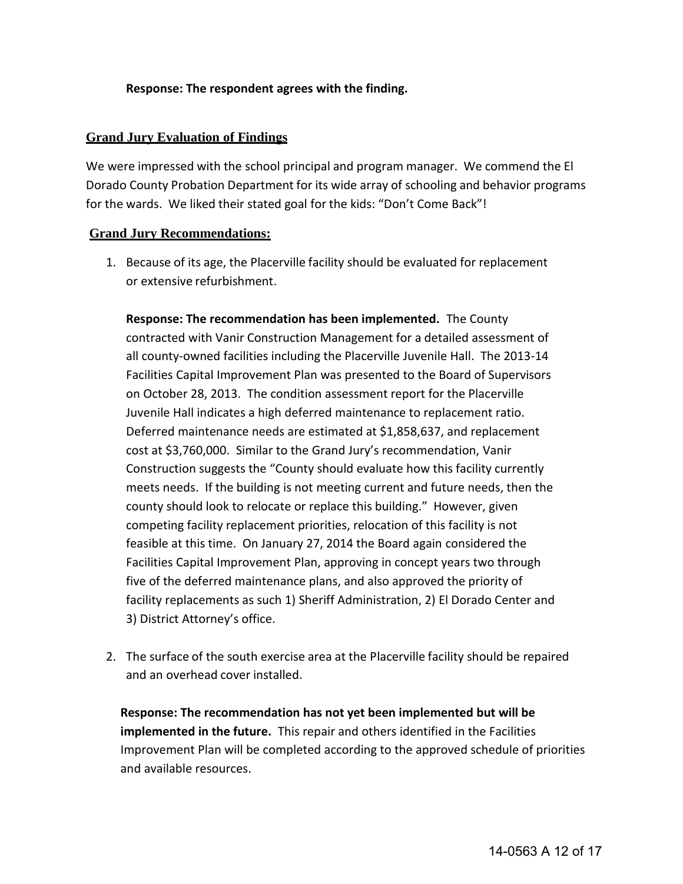**Response: The respondent agrees with the finding.**

## Grand Jury Evaluation of Findings

We were impressed with the school principal and program manager. We commend the El Dorado County Probation Department for its wide array of schooling and behavior programs for the wards. We liked their stated goal for the kids: "Don't Come Back"!

## Grand Jury Recommendations:

1. Because of its age, the Placerville facility should be evaluated for replacement or extensive refurbishment.

   **Response: The recommendation has been implemented.** The County contracted with Vanir Construction Management for a detailed assessment of all county-owned facilities including the Placerville Juvenile Hall. The 2013-14 Facilities Capital Improvement Plan was presented to the Board of Supervisors on October 28, 2013. The condition assessment report for the Placerville Juvenile Hall indicates a high deferred maintenance to replacement ratio. Deferred maintenance needs are estimated at $1,858,637, and replacement cost at $3,760,000. Similar to the Grand Jury's recommendation, Vanir Construction suggests the "County should evaluate how this facility currently meets needs. If the building is not meeting current and future needs, then the county should look to relocate or replace this building." However, given competing facility replacement priorities, relocation of this facility is not feasible at this time. On January 27, 2014 the Board again considered the Facilities Capital Improvement Plan, approving in concept years two through five of the deferred maintenance plans, and also approved the priority of facility replacements as such 1) Sheriff Administration, 2) El Dorado Center and 3) District Attorney's office.

2. The surface of the south exercise area at the Placerville facility should be repaired and an overhead cover installed.

   **Response: The recommendation has not yet been implemented but will be implemented in the future.** This repair and others identified in the Facilities Improvement Plan will be completed according to the approved schedule of priorities and available resources.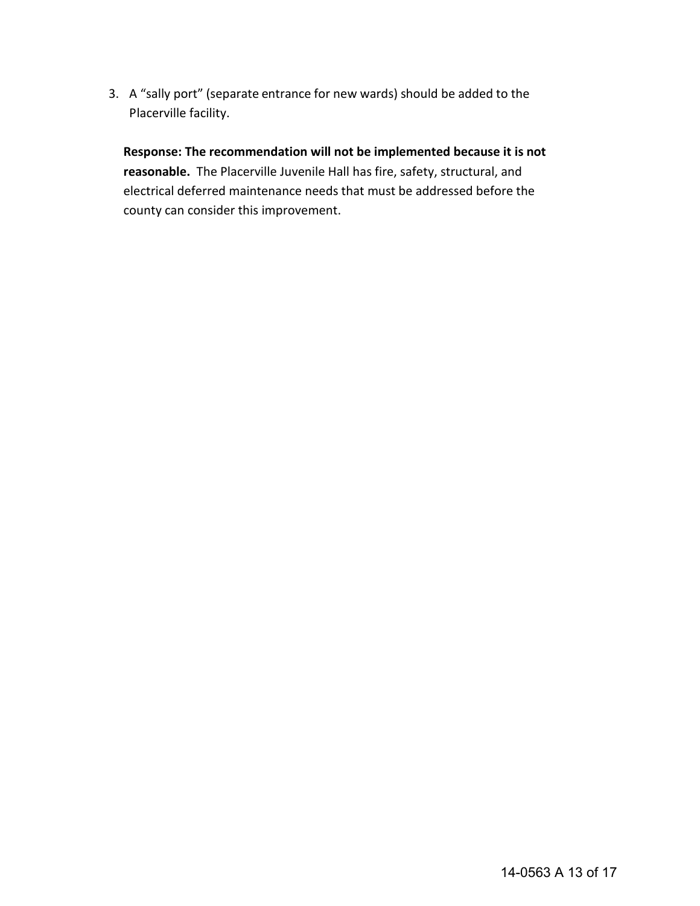3. A “sally port” (separate entrance for new wards) should be added to the Placerville facility.

   **Response: The recommendation will not be implemented because it is not reasonable.** The Placerville Juvenile Hall has fire, safety, structural, and electrical deferred maintenance needs that must be addressed before the county can consider this improvement.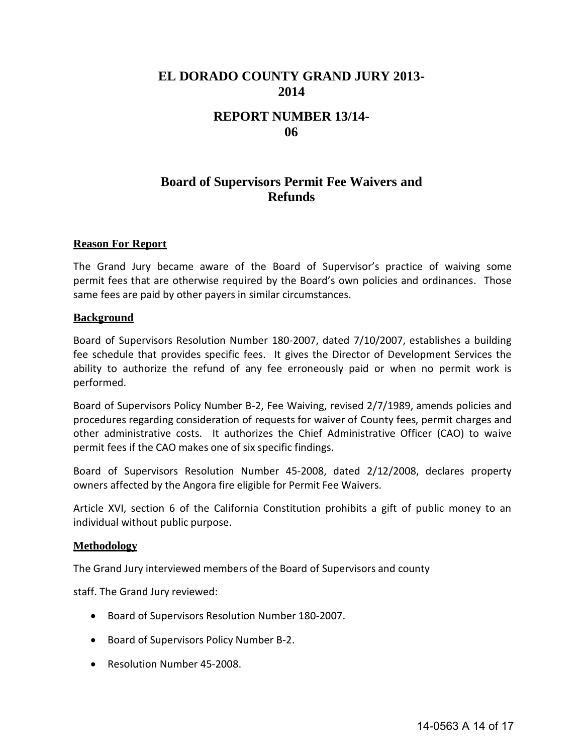# EL DORADO COUNTY GRAND JURY 2013-2014

## REPORT NUMBER 13/14-06

## Board of Supervisors Permit Fee Waivers and Refunds

### Reason For Report

The Grand Jury became aware of the Board of Supervisor's practice of waiving some permit fees that are otherwise required by the Board's own policies and ordinances. Those same fees are paid by other payers in similar circumstances.

### Background

Board of Supervisors Resolution Number 180-2007, dated 7/10/2007, establishes a building fee schedule that provides specific fees. It gives the Director of Development Services the ability to authorize the refund of any fee erroneously paid or when no permit work is performed.

Board of Supervisors Policy Number B-2, Fee Waiving, revised 2/7/1989, amends policies and procedures regarding consideration of requests for waiver of County fees, permit charges and other administrative costs. It authorizes the Chief Administrative Officer (CAO) to waive permit fees if the CAO makes one of six specific findings.

Board of Supervisors Resolution Number 45-2008, dated 2/12/2008, declares property owners affected by the Angora fire eligible for Permit Fee Waivers.

Article XVI, section 6 of the California Constitution prohibits a gift of public money to an individual without public purpose.

### Methodology

The Grand Jury interviewed members of the Board of Supervisors and county staff. The Grand Jury reviewed:

- Board of Supervisors Resolution Number 180-2007.
- Board of Supervisors Policy Number B-2.
- Resolution Number 45-2008.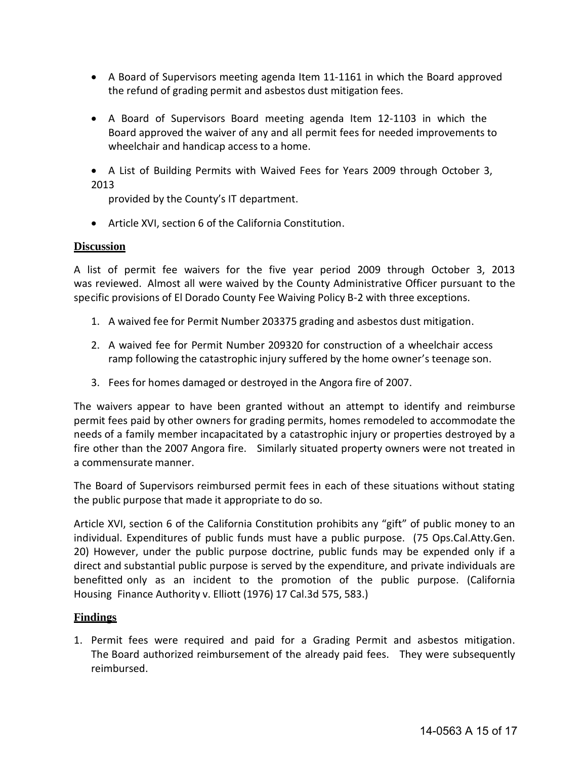- A Board of Supervisors meeting agenda Item 11-1161 in which the Board approved the refund of grading permit and asbestos dust mitigation fees.

- A Board of Supervisors Board meeting agenda Item 12-1103 in which the Board approved the waiver of any and all permit fees for needed improvements to wheelchair and handicap access to a home.

- A List of Building Permits with Waived Fees for Years 2009 through October 3, 2013 provided by the County's IT department.

- Article XVI, section 6 of the California Constitution.

## Discussion

A list of permit fee waivers for the five year period 2009 through October 3, 2013 was reviewed. Almost all were waived by the County Administrative Officer pursuant to the specific provisions of El Dorado County Fee Waiving Policy B-2 with three exceptions.

1. A waived fee for Permit Number 203375 grading and asbestos dust mitigation.
2. A waived fee for Permit Number 209320 for construction of a wheelchair access ramp following the catastrophic injury suffered by the home owner's teenage son.
3. Fees for homes damaged or destroyed in the Angora fire of 2007.

The waivers appear to have been granted without an attempt to identify and reimburse permit fees paid by other owners for grading permits, homes remodeled to accommodate the needs of a family member incapacitated by a catastrophic injury or properties destroyed by a fire other than the 2007 Angora fire. Similarly situated property owners were not treated in a commensurate manner.

The Board of Supervisors reimbursed permit fees in each of these situations without stating the public purpose that made it appropriate to do so.

Article XVI, section 6 of the California Constitution prohibits any "gift" of public money to an individual. Expenditures of public funds must have a public purpose. (75 Ops.Cal.Atty.Gen. 20) However, under the public purpose doctrine, public funds may be expended only if a direct and substantial public purpose is served by the expenditure, and private individuals are benefitted only as an incident to the promotion of the public purpose. (California Housing Finance Authority v. Elliott (1976) 17 Cal.3d 575, 583.)

## Findings

1. Permit fees were required and paid for a Grading Permit and asbestos mitigation. The Board authorized reimbursement of the already paid fees. They were subsequently reimbursed.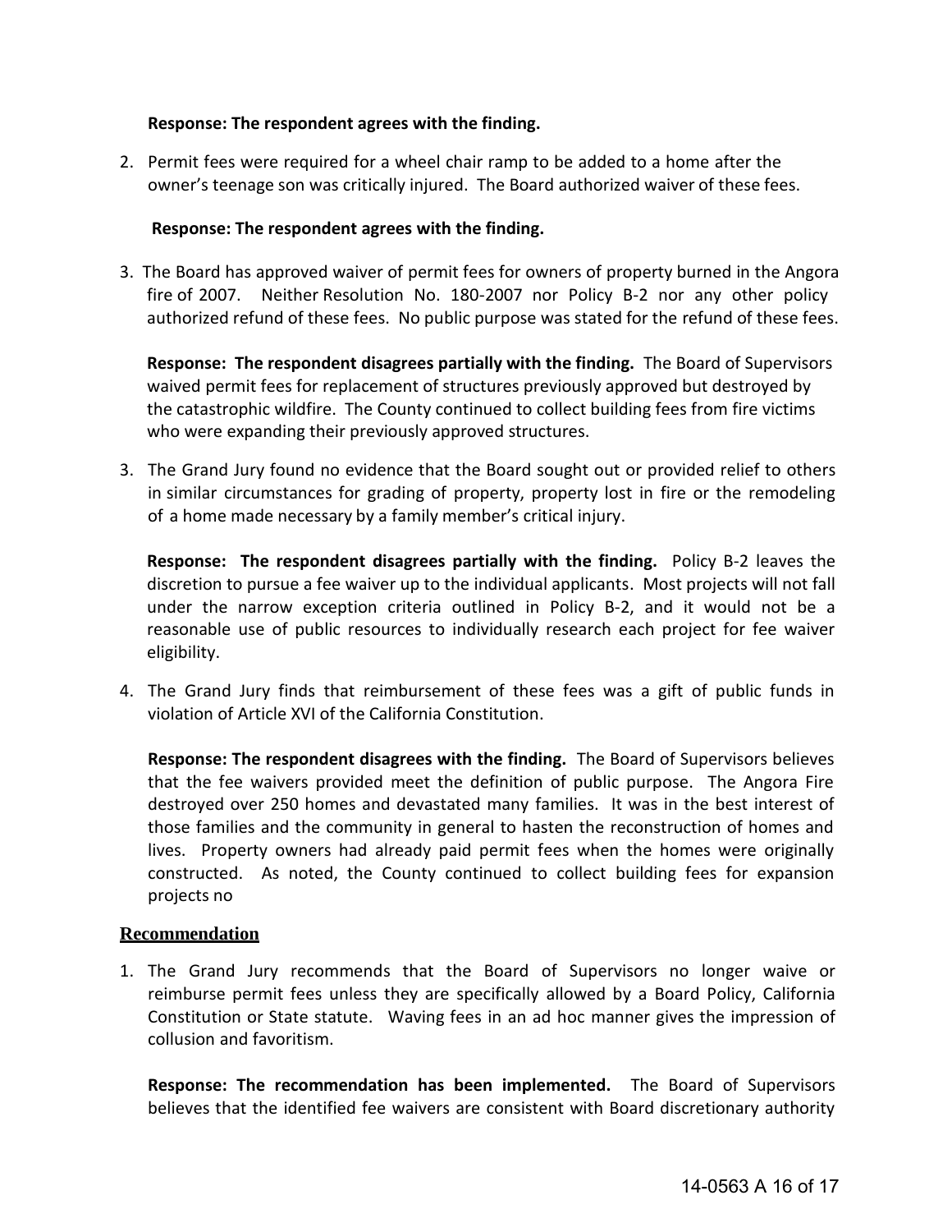**Response: The respondent agrees with the finding.**

2. Permit fees were required for a wheel chair ramp to be added to a home after the owner's teenage son was critically injured. The Board authorized waiver of these fees.

 **Response: The respondent agrees with the finding.**

3. The Board has approved waiver of permit fees for owners of property burned in the Angora fire of 2007. Neither Resolution No. 180-2007 nor Policy B-2 nor any other policy authorized refund of these fees. No public purpose was stated for the refund of these fees.

 **Response: The respondent disagrees partially with the finding.** The Board of Supervisors waived permit fees for replacement of structures previously approved but destroyed by the catastrophic wildfire. The County continued to collect building fees from fire victims who were expanding their previously approved structures.

3. The Grand Jury found no evidence that the Board sought out or provided relief to others in similar circumstances for grading of property, property lost in fire or the remodeling of a home made necessary by a family member's critical injury.

 **Response: The respondent disagrees partially with the finding.** Policy B-2 leaves the discretion to pursue a fee waiver up to the individual applicants. Most projects will not fall under the narrow exception criteria outlined in Policy B-2, and it would not be a reasonable use of public resources to individually research each project for fee waiver eligibility.

4. The Grand Jury finds that reimbursement of these fees was a gift of public funds in violation of Article XVI of the California Constitution.

 **Response: The respondent disagrees with the finding.** The Board of Supervisors believes that the fee waivers provided meet the definition of public purpose. The Angora Fire destroyed over 250 homes and devastated many families. It was in the best interest of those families and the community in general to hasten the reconstruction of homes and lives. Property owners had already paid permit fees when the homes were originally constructed. As noted, the County continued to collect building fees for expansion projects no

## Recommendation

1. The Grand Jury recommends that the Board of Supervisors no longer waive or reimburse permit fees unless they are specifically allowed by a Board Policy, California Constitution or State statute. Waving fees in an ad hoc manner gives the impression of collusion and favoritism.

 **Response: The recommendation has been implemented.** The Board of Supervisors believes that the identified fee waivers are consistent with Board discretionary authority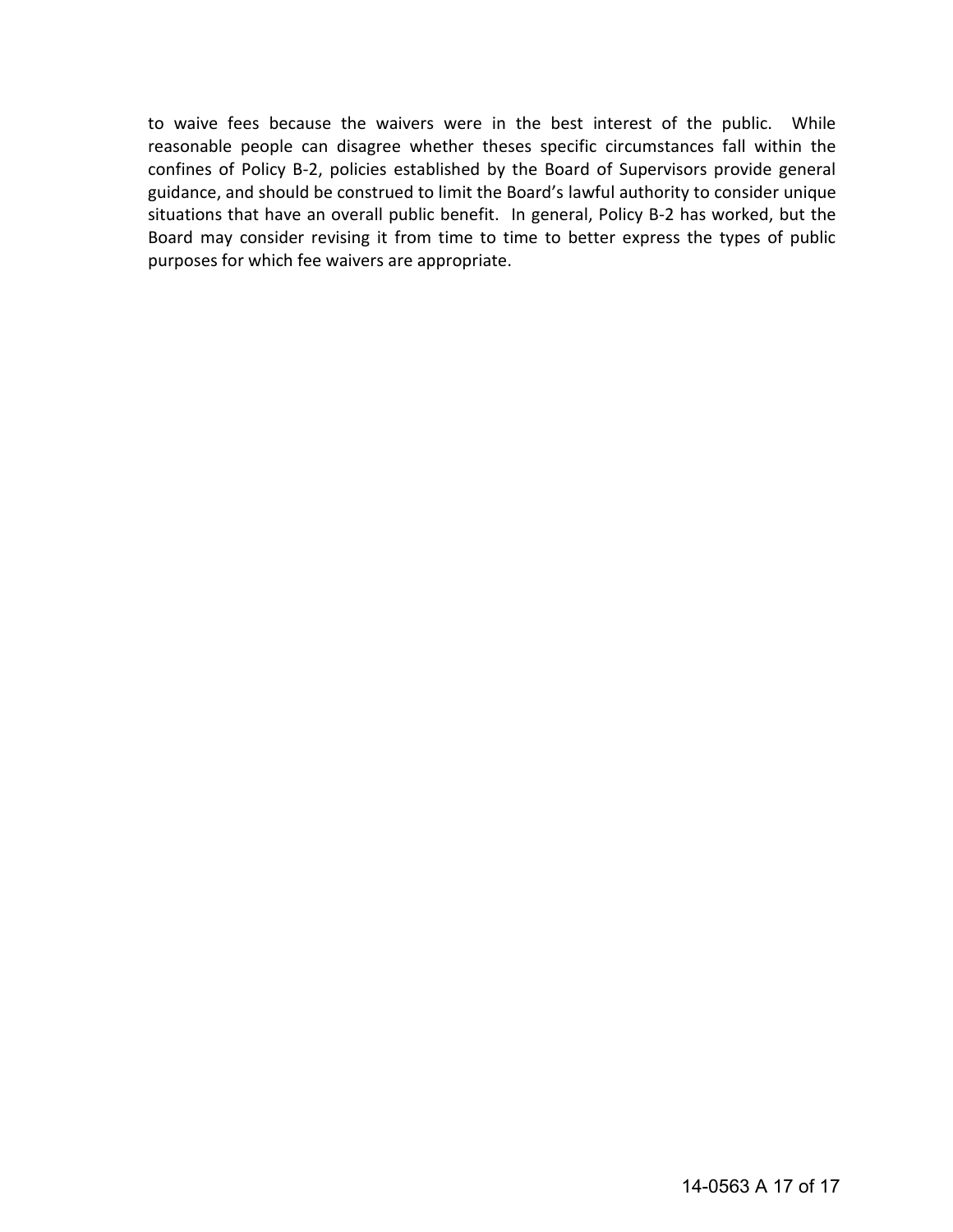to waive fees because the waivers were in the best interest of the public. While reasonable people can disagree whether theses specific circumstances fall within the confines of Policy B-2, policies established by the Board of Supervisors provide general guidance, and should be construed to limit the Board's lawful authority to consider unique situations that have an overall public benefit. In general, Policy B-2 has worked, but the Board may consider revising it from time to time to better express the types of public purposes for which fee waivers are appropriate.